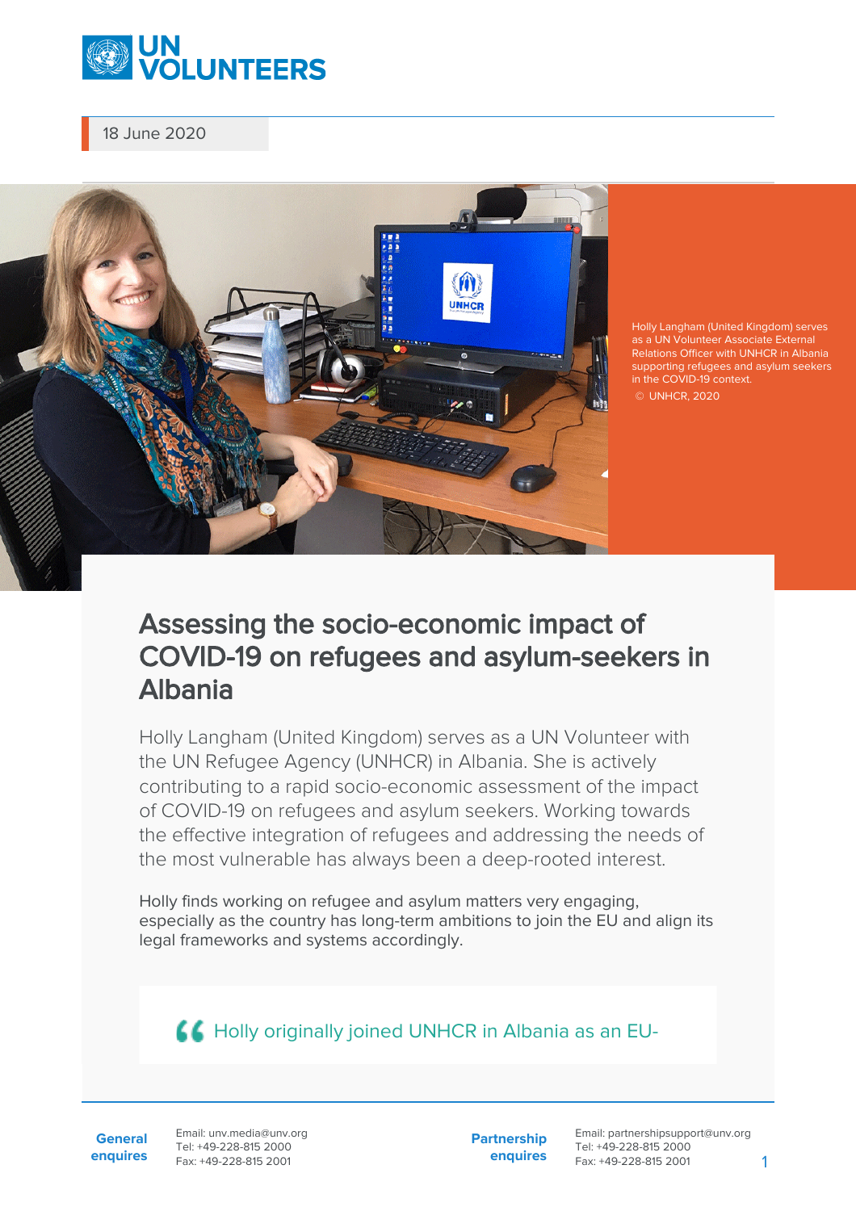18 June 2020

Holly Langham (United Kingdom) serves as a UN Volunteer Associate External Relations Officer with UNHCR in Albania supporting refugees and asylum seekers in the COVID-19 context.
© UNHCR, 2020

# Assessing the socio-economic impact of COVID-19 on refugees and asylum-seekers in Albania

Holly Langham (United Kingdom) serves as a UN Volunteer with the UN Refugee Agency (UNHCR) in Albania. She is actively contributing to a rapid socio-economic assessment of the impact of COVID-19 on refugees and asylum seekers. Working towards the effective integration of refugees and addressing the needs of the most vulnerable has always been a deep-rooted interest.

Holly finds working on refugee and asylum matters very engaging, especially as the country has long-term ambitions to join the EU and align its legal frameworks and systems accordingly.

> Holly originally joined UNHCR in Albania as an EU-

**General enquiries**
Email: unv.media@unv.org
Tel: +49-228-815 2000
Fax: +49-228-815 2001

**Partnership enquires**
Email: partnershipsupport@unv.org
Tel: +49-228-815 2000
Fax: +49-228-815 2001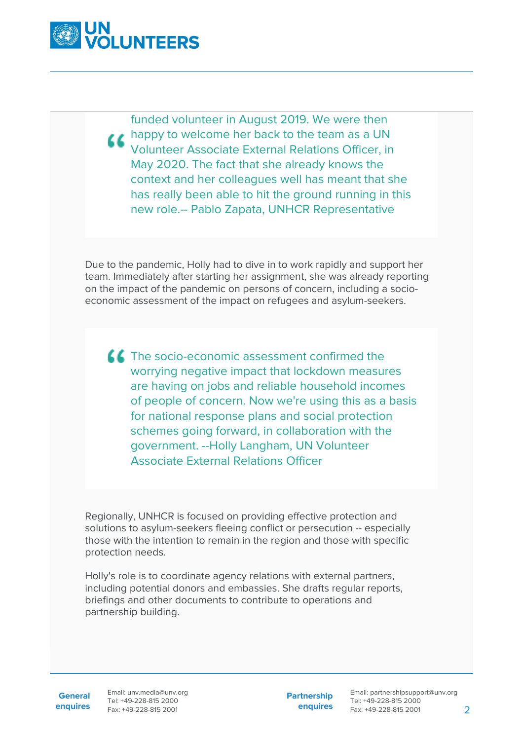> funded volunteer in August 2019. We were then happy to welcome her back to the team as a UN Volunteer Associate External Relations Officer, in May 2020. The fact that she already knows the context and her colleagues well has meant that she has really been able to hit the ground running in this new role.-- Pablo Zapata, UNHCR Representative

Due to the pandemic, Holly had to dive in to work rapidly and support her team. Immediately after starting her assignment, she was already reporting on the impact of the pandemic on persons of concern, including a socio-economic assessment of the impact on refugees and asylum-seekers.

> The socio-economic assessment confirmed the worrying negative impact that lockdown measures are having on jobs and reliable household incomes of people of concern. Now we're using this as a basis for national response plans and social protection schemes going forward, in collaboration with the government. --Holly Langham, UN Volunteer Associate External Relations Officer

Regionally, UNHCR is focused on providing effective protection and solutions to asylum-seekers fleeing conflict or persecution -- especially those with the intention to remain in the region and those with specific protection needs.

Holly's role is to coordinate agency relations with external partners, including potential donors and embassies. She drafts regular reports, briefings and other documents to contribute to operations and partnership building.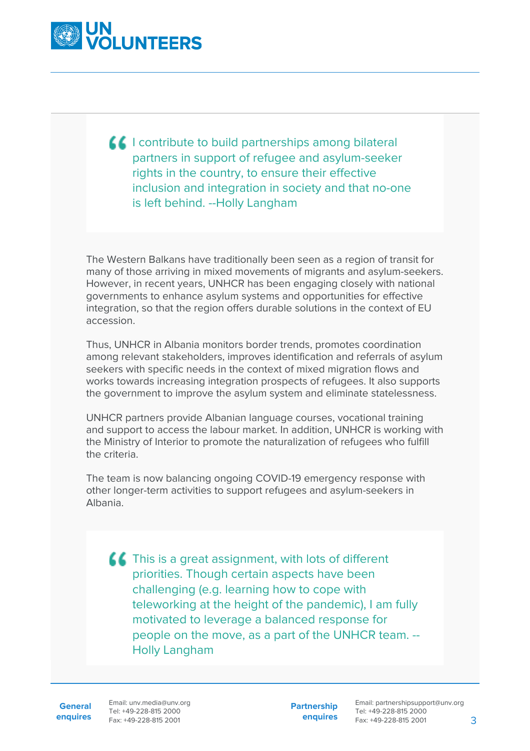> I contribute to build partnerships among bilateral partners in support of refugee and asylum-seeker rights in the country, to ensure their effective inclusion and integration in society and that no-one is left behind. --Holly Langham

The Western Balkans have traditionally been seen as a region of transit for many of those arriving in mixed movements of migrants and asylum-seekers. However, in recent years, UNHCR has been engaging closely with national governments to enhance asylum systems and opportunities for effective integration, so that the region offers durable solutions in the context of EU accession.

Thus, UNHCR in Albania monitors border trends, promotes coordination among relevant stakeholders, improves identification and referrals of asylum seekers with specific needs in the context of mixed migration flows and works towards increasing integration prospects of refugees. It also supports the government to improve the asylum system and eliminate statelessness.

UNHCR partners provide Albanian language courses, vocational training and support to access the labour market. In addition, UNHCR is working with the Ministry of Interior to promote the naturalization of refugees who fulfill the criteria.

The team is now balancing ongoing COVID-19 emergency response with other longer-term activities to support refugees and asylum-seekers in Albania.

> This is a great assignment, with lots of different priorities. Though certain aspects have been challenging (e.g. learning how to cope with teleworking at the height of the pandemic), I am fully motivated to leverage a balanced response for people on the move, as a part of the UNHCR team. --Holly Langham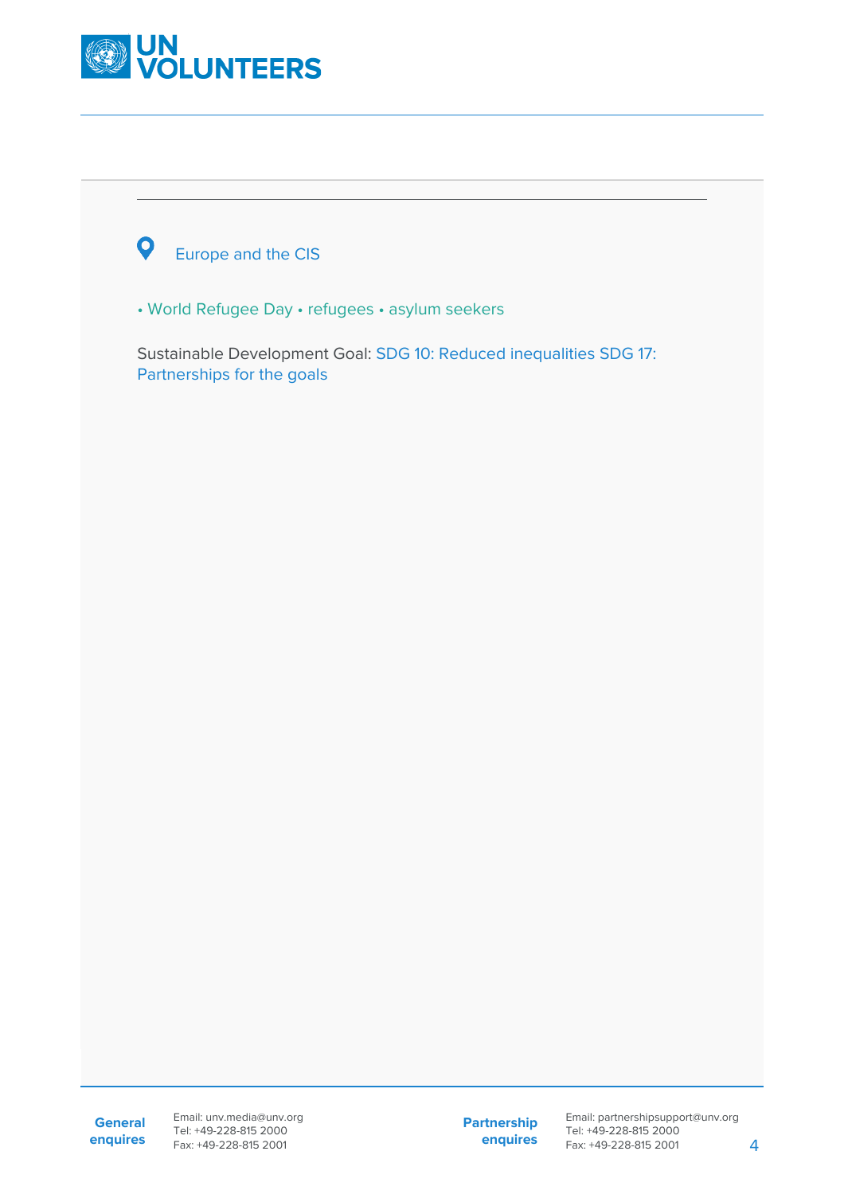Europe and the CIS

• World Refugee Day • refugees • asylum seekers

Sustainable Development Goal: SDG 10: Reduced inequalities SDG 17: Partnerships for the goals

**General enquires**

Email: unv.media@unv.org
Tel: +49-228-815 2000
Fax: +49-228-815 2001

**Partnership enquires**

Email: partnershipsupport@unv.org
Tel: +49-228-815 2000
Fax: +49-228-815 2001